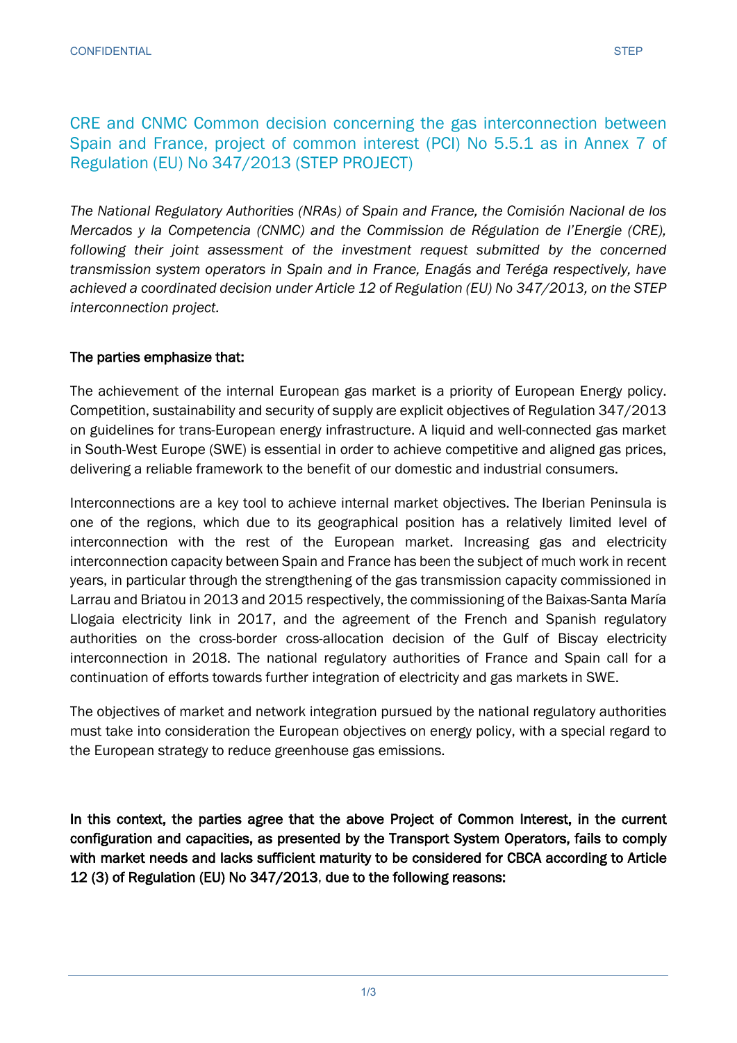# CRE and CNMC Common decision concerning the gas interconnection between Spain and France, project of common interest (PCI) No 5.5.1 as in Annex 7 of Regulation (EU) No 347/2013 (STEP PROJECT)

*The National Regulatory Authorities (NRAs) of Spain and France, the Comisión Nacional de los Mercados y la Competencia (CNMC) and the Commission de Régulation de l'Energie (CRE), following their joint assessment of the investment request submitted by the concerned transmission system operators in Spain and in France, Enagás and Teréga respectively, have achieved a coordinated decision under Article 12 of Regulation (EU) No 347/2013, on the STEP interconnection project.*

**The parties emphasize that:**

The achievement of the internal European gas market is a priority of European Energy policy. Competition, sustainability and security of supply are explicit objectives of Regulation 347/2013 on guidelines for trans-European energy infrastructure. A liquid and well-connected gas market in South-West Europe (SWE) is essential in order to achieve competitive and aligned gas prices, delivering a reliable framework to the benefit of our domestic and industrial consumers.

Interconnections are a key tool to achieve internal market objectives. The Iberian Peninsula is one of the regions, which due to its geographical position has a relatively limited level of interconnection with the rest of the European market. Increasing gas and electricity interconnection capacity between Spain and France has been the subject of much work in recent years, in particular through the strengthening of the gas transmission capacity commissioned in Larrau and Briatou in 2013 and 2015 respectively, the commissioning of the Baixas-Santa María Llogaia electricity link in 2017, and the agreement of the French and Spanish regulatory authorities on the cross-border cross-allocation decision of the Gulf of Biscay electricity interconnection in 2018. The national regulatory authorities of France and Spain call for a continuation of efforts towards further integration of electricity and gas markets in SWE.

The objectives of market and network integration pursued by the national regulatory authorities must take into consideration the European objectives on energy policy, with a special regard to the European strategy to reduce greenhouse gas emissions.

**In this context, the parties agree that the above Project of Common Interest, in the current configuration and capacities, as presented by the Transport System Operators, fails to comply with market needs and lacks sufficient maturity to be considered for CBCA according to Article 12 (3) of Regulation (EU) No 347/2013, due to the following reasons:**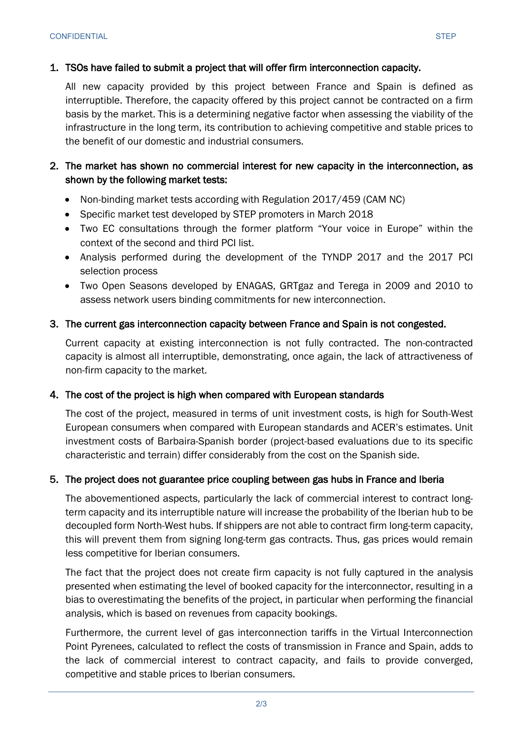1. **TSOs have failed to submit a project that will offer firm interconnection capacity.**

   All new capacity provided by this project between France and Spain is defined as interruptible. Therefore, the capacity offered by this project cannot be contracted on a firm basis by the market. This is a determining negative factor when assessing the viability of the infrastructure in the long term, its contribution to achieving competitive and stable prices to the benefit of our domestic and industrial consumers.

2. **The market has shown no commercial interest for new capacity in the interconnection, as shown by the following market tests:**

   - Non-binding market tests according with Regulation 2017/459 (CAM NC)
   - Specific market test developed by STEP promoters in March 2018
   - Two EC consultations through the former platform "Your voice in Europe" within the context of the second and third PCI list.
   - Analysis performed during the development of the TYNDP 2017 and the 2017 PCI selection process
   - Two Open Seasons developed by ENAGAS, GRTgaz and Terega in 2009 and 2010 to assess network users binding commitments for new interconnection.

3. **The current gas interconnection capacity between France and Spain is not congested.**

   Current capacity at existing interconnection is not fully contracted. The non-contracted capacity is almost all interruptible, demonstrating, once again, the lack of attractiveness of non-firm capacity to the market.

4. **The cost of the project is high when compared with European standards**

   The cost of the project, measured in terms of unit investment costs, is high for South-West European consumers when compared with European standards and ACER's estimates. Unit investment costs of Barbaira-Spanish border (project-based evaluations due to its specific characteristic and terrain) differ considerably from the cost on the Spanish side.

5. **The project does not guarantee price coupling between gas hubs in France and Iberia**

   The abovementioned aspects, particularly the lack of commercial interest to contract long-term capacity and its interruptible nature will increase the probability of the Iberian hub to be decoupled form North-West hubs. If shippers are not able to contract firm long-term capacity, this will prevent them from signing long-term gas contracts. Thus, gas prices would remain less competitive for Iberian consumers.

   The fact that the project does not create firm capacity is not fully captured in the analysis presented when estimating the level of booked capacity for the interconnector, resulting in a bias to overestimating the benefits of the project, in particular when performing the financial analysis, which is based on revenues from capacity bookings.

   Furthermore, the current level of gas interconnection tariffs in the Virtual Interconnection Point Pyrenees, calculated to reflect the costs of transmission in France and Spain, adds to the lack of commercial interest to contract capacity, and fails to provide converged, competitive and stable prices to Iberian consumers.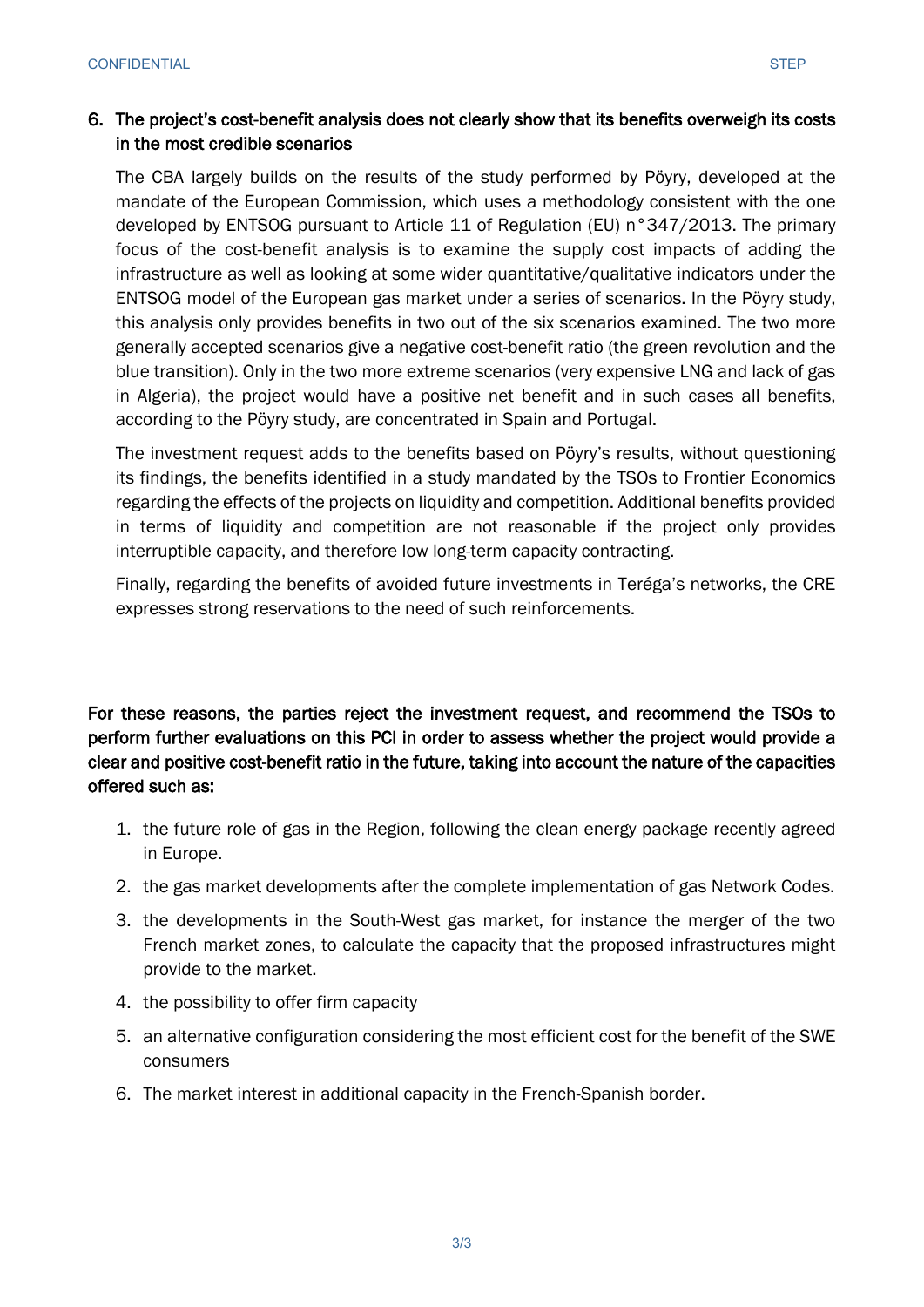6. **The project's cost-benefit analysis does not clearly show that its benefits overweigh its costs in the most credible scenarios**

   The CBA largely builds on the results of the study performed by Pöyry, developed at the mandate of the European Commission, which uses a methodology consistent with the one developed by ENTSOG pursuant to Article 11 of Regulation (EU) n°347/2013. The primary focus of the cost-benefit analysis is to examine the supply cost impacts of adding the infrastructure as well as looking at some wider quantitative/qualitative indicators under the ENTSOG model of the European gas market under a series of scenarios. In the Pöyry study, this analysis only provides benefits in two out of the six scenarios examined. The two more generally accepted scenarios give a negative cost-benefit ratio (the green revolution and the blue transition). Only in the two more extreme scenarios (very expensive LNG and lack of gas in Algeria), the project would have a positive net benefit and in such cases all benefits, according to the Pöyry study, are concentrated in Spain and Portugal.

   The investment request adds to the benefits based on Pöyry's results, without questioning its findings, the benefits identified in a study mandated by the TSOs to Frontier Economics regarding the effects of the projects on liquidity and competition. Additional benefits provided in terms of liquidity and competition are not reasonable if the project only provides interruptible capacity, and therefore low long-term capacity contracting.

   Finally, regarding the benefits of avoided future investments in Teréga's networks, the CRE expresses strong reservations to the need of such reinforcements.

**For these reasons, the parties reject the investment request, and recommend the TSOs to perform further evaluations on this PCI in order to assess whether the project would provide a clear and positive cost-benefit ratio in the future, taking into account the nature of the capacities offered such as:**

1. the future role of gas in the Region, following the clean energy package recently agreed in Europe.
2. the gas market developments after the complete implementation of gas Network Codes.
3. the developments in the South-West gas market, for instance the merger of the two French market zones, to calculate the capacity that the proposed infrastructures might provide to the market.
4. the possibility to offer firm capacity
5. an alternative configuration considering the most efficient cost for the benefit of the SWE consumers
6. The market interest in additional capacity in the French-Spanish border.